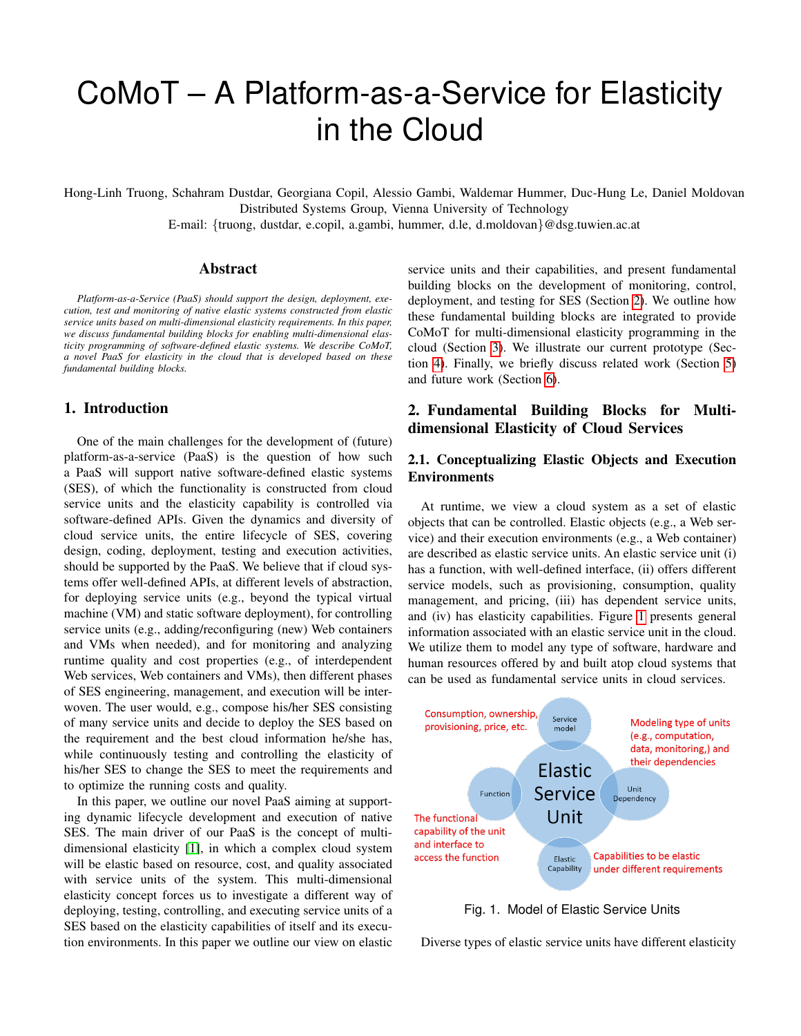# CoMoT – A Platform-as-a-Service for Elasticity in the Cloud

Hong-Linh Truong, Schahram Dustdar, Georgiana Copil, Alessio Gambi, Waldemar Hummer, Duc-Hung Le, Daniel Moldovan
Distributed Systems Group, Vienna University of Technology
E-mail: {truong, dustdar, e.copil, a.gambi, hummer, d.le, d.moldovan}@dsg.tuwien.ac.at

## Abstract

*Platform-as-a-Service (PaaS) should support the design, deployment, execution, test and monitoring of native elastic systems constructed from elastic service units based on multi-dimensional elasticity requirements. In this paper, we discuss fundamental building blocks for enabling multi-dimensional elasticity programming of software-defined elastic systems. We describe CoMoT, a novel PaaS for elasticity in the cloud that is developed based on these fundamental building blocks.*

## 1. Introduction

One of the main challenges for the development of (future) platform-as-a-service (PaaS) is the question of how such a PaaS will support native software-defined elastic systems (SES), of which the functionality is constructed from cloud service units and the elasticity capability is controlled via software-defined APIs. Given the dynamics and diversity of cloud service units, the entire lifecycle of SES, covering design, coding, deployment, testing and execution activities, should be supported by the PaaS. We believe that if cloud systems offer well-defined APIs, at different levels of abstraction, for deploying service units (e.g., beyond the typical virtual machine (VM) and static software deployment), for controlling service units (e.g., adding/reconfiguring (new) Web containers and VMs when needed), and for monitoring and analyzing runtime quality and cost properties (e.g., of interdependent Web services, Web containers and VMs), then different phases of SES engineering, management, and execution will be interwoven. The user would, e.g., compose his/her SES consisting of many service units and decide to deploy the SES based on the requirement and the best cloud information he/she has, while continuously testing and controlling the elasticity of his/her SES to change the SES to meet the requirements and to optimize the running costs and quality.

In this paper, we outline our novel PaaS aiming at supporting dynamic lifecycle development and execution of native SES. The main driver of our PaaS is the concept of multi-dimensional elasticity [1], in which a complex cloud system will be elastic based on resource, cost, and quality associated with service units of the system. This multi-dimensional elasticity concept forces us to investigate a different way of deploying, testing, controlling, and executing service units of a SES based on the elasticity capabilities of itself and its execution environments. In this paper we outline our view on elastic service units and their capabilities, and present fundamental building blocks on the development of monitoring, control, deployment, and testing for SES (Section 2). We outline how these fundamental building blocks are integrated to provide CoMoT for multi-dimensional elasticity programming in the cloud (Section 3). We illustrate our current prototype (Section 4). Finally, we briefly discuss related work (Section 5) and future work (Section 6).

## 2. Fundamental Building Blocks for Multi-dimensional Elasticity of Cloud Services

### 2.1. Conceptualizing Elastic Objects and Execution Environments

At runtime, we view a cloud system as a set of elastic objects that can be controlled. Elastic objects (e.g., a Web service) and their execution environments (e.g., a Web container) are described as elastic service units. An elastic service unit (i) has a function, with well-defined interface, (ii) offers different service models, such as provisioning, consumption, quality management, and pricing, (iii) has dependent service units, and (iv) has elasticity capabilities. Figure 1 presents general information associated with an elastic service unit in the cloud. We utilize them to model any type of software, hardware and human resources offered by and built atop cloud systems that can be used as fundamental service units in cloud services.

Elastic Service Unit

Service model

Consumption, ownership, provisioning, price, etc.

Unit Dependency

Modeling type of units (e.g., computation, data, monitoring,) and their dependencies

Function

The functional capability of the unit and interface to access the function

Elastic Capability

Capabilities to be elastic under different requirements

Fig. 1. Model of Elastic Service Units

Diverse types of elastic service units have different elasticity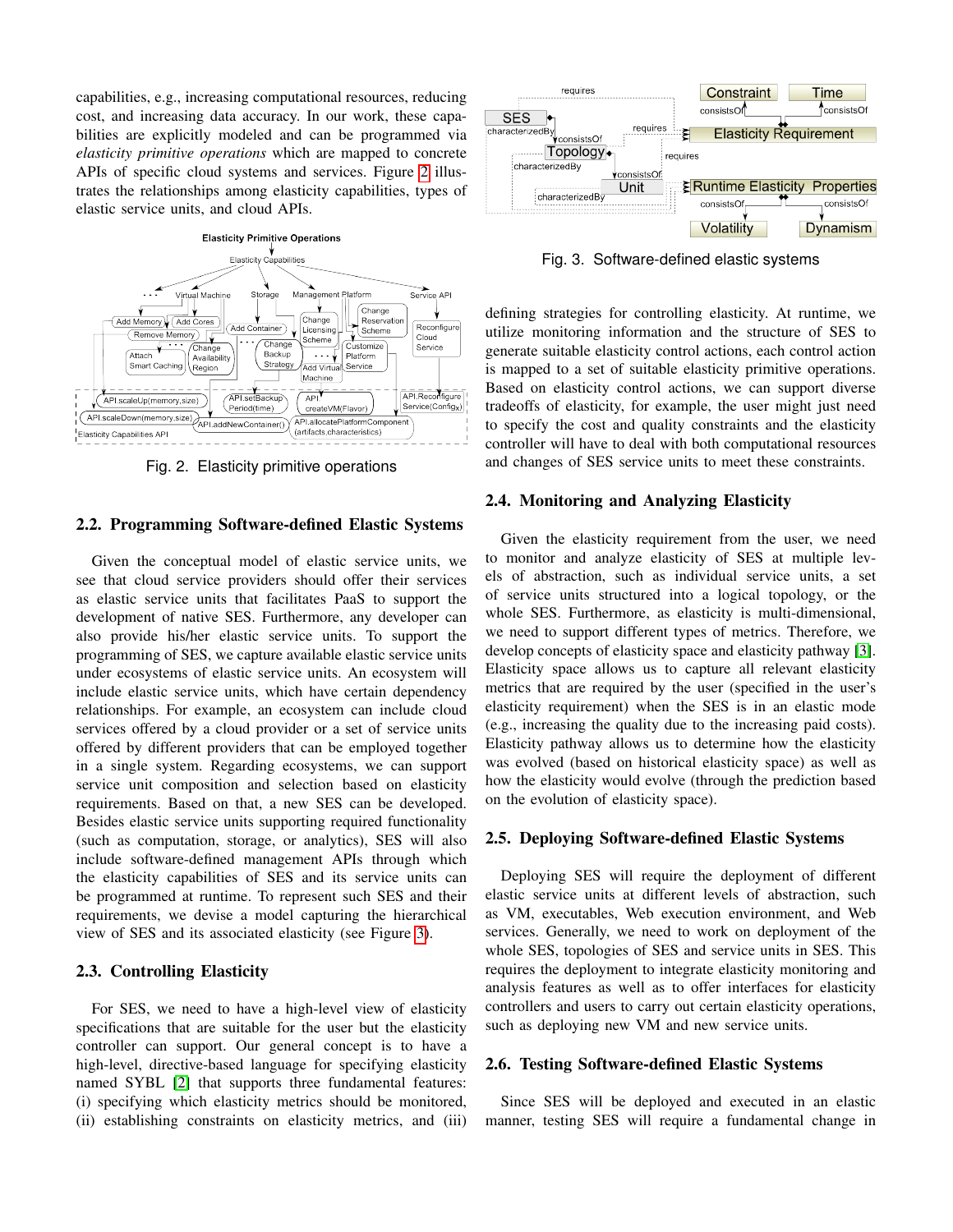capabilities, e.g., increasing computational resources, reducing cost, and increasing data accuracy. In our work, these capabilities are explicitly modeled and can be programmed via *elasticity primitive operations* which are mapped to concrete APIs of specific cloud systems and services. Figure 2 illustrates the relationships among elasticity capabilities, types of elastic service units, and cloud APIs.

Fig. 2. Elasticity primitive operations

### 2.2. Programming Software-defined Elastic Systems

Given the conceptual model of elastic service units, we see that cloud service providers should offer their services as elastic service units that facilitates PaaS to support the development of native SES. Furthermore, any developer can also provide his/her elastic service units. To support the programming of SES, we capture available elastic service units under ecosystems of elastic service units. An ecosystem will include elastic service units, which have certain dependency relationships. For example, an ecosystem can include cloud services offered by a cloud provider or a set of service units offered by different providers that can be employed together in a single system. Regarding ecosystems, we can support service unit composition and selection based on elasticity requirements. Based on that, a new SES can be developed. Besides elastic service units supporting required functionality (such as computation, storage, or analytics), SES will also include software-defined management APIs through which the elasticity capabilities of SES and its service units can be programmed at runtime. To represent such SES and their requirements, we devise a model capturing the hierarchical view of SES and its associated elasticity (see Figure 3).

### 2.3. Controlling Elasticity

For SES, we need to have a high-level view of elasticity specifications that are suitable for the user but the elasticity controller can support. Our general concept is to have a high-level, directive-based language for specifying elasticity named SYBL [2] that supports three fundamental features: (i) specifying which elasticity metrics should be monitored, (ii) establishing constraints on elasticity metrics, and (iii) defining strategies for controlling elasticity. At runtime, we utilize monitoring information and the structure of SES to generate suitable elasticity control actions, each control action is mapped to a set of suitable elasticity primitive operations. Based on elasticity control actions, we can support diverse tradeoffs of elasticity, for example, the user might just need to specify the cost and quality constraints and the elasticity controller will have to deal with both computational resources and changes of SES service units to meet these constraints.

Fig. 3. Software-defined elastic systems

### 2.4. Monitoring and Analyzing Elasticity

Given the elasticity requirement from the user, we need to monitor and analyze elasticity of SES at multiple levels of abstraction, such as individual service units, a set of service units structured into a logical topology, or the whole SES. Furthermore, as elasticity is multi-dimensional, we need to support different types of metrics. Therefore, we develop concepts of elasticity space and elasticity pathway [3]. Elasticity space allows us to capture all relevant elasticity metrics that are required by the user (specified in the user's elasticity requirement) when the SES is in an elastic mode (e.g., increasing the quality due to the increasing paid costs). Elasticity pathway allows us to determine how the elasticity was evolved (based on historical elasticity space) as well as how the elasticity would evolve (through the prediction based on the evolution of elasticity space).

### 2.5. Deploying Software-defined Elastic Systems

Deploying SES will require the deployment of different elastic service units at different levels of abstraction, such as VM, executables, Web execution environment, and Web services. Generally, we need to work on deployment of the whole SES, topologies of SES and service units in SES. This requires the deployment to integrate elasticity monitoring and analysis features as well as to offer interfaces for elasticity controllers and users to carry out certain elasticity operations, such as deploying new VM and new service units.

### 2.6. Testing Software-defined Elastic Systems

Since SES will be deployed and executed in an elastic manner, testing SES will require a fundamental change in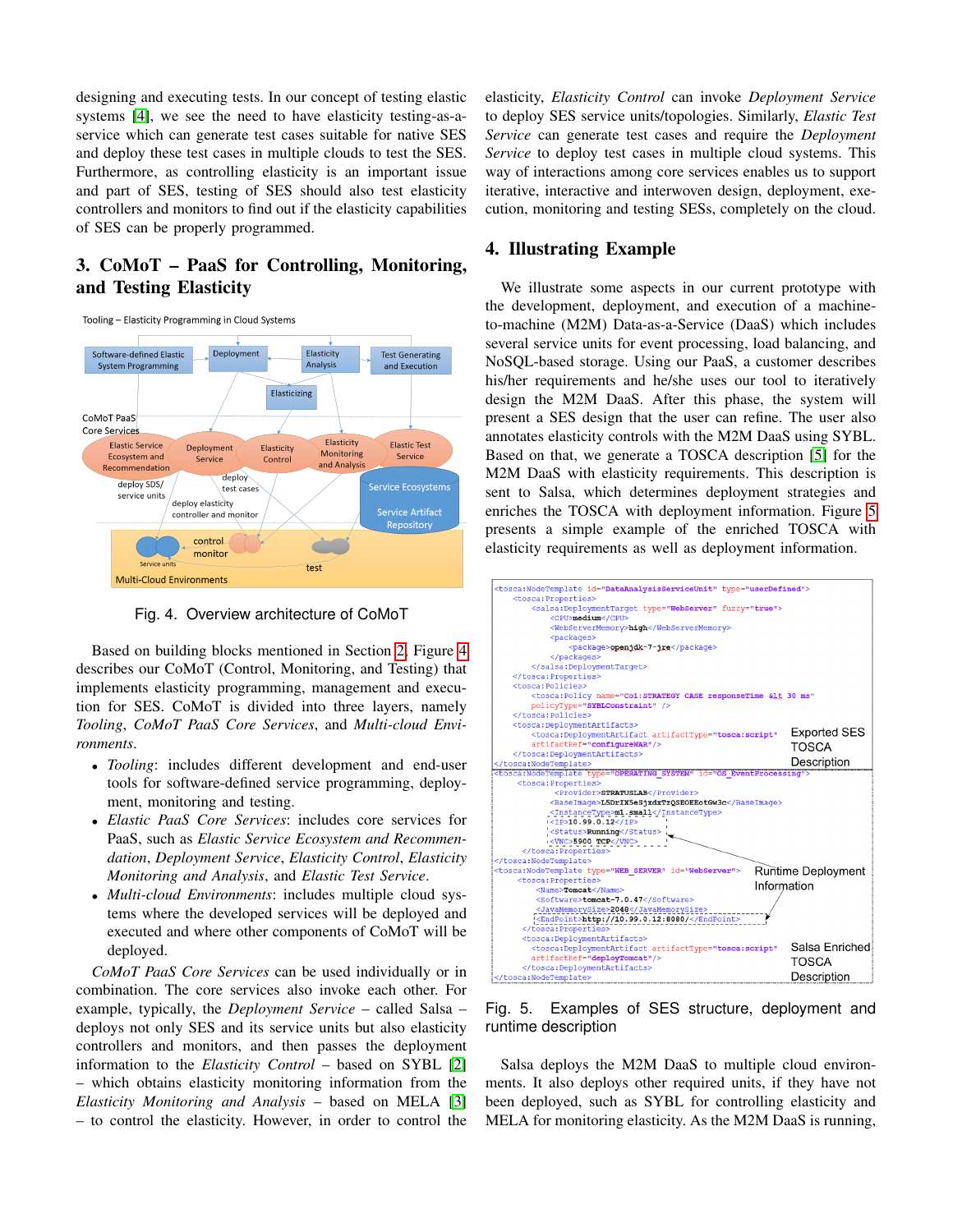designing and executing tests. In our concept of testing elastic systems [4], we see the need to have elasticity testing-as-a-service which can generate test cases suitable for native SES and deploy these test cases in multiple clouds to test the SES. Furthermore, as controlling elasticity is an important issue and part of SES, testing of SES should also test elasticity controllers and monitors to find out if the elasticity capabilities of SES can be properly programmed.

## 3. CoMoT – PaaS for Controlling, Monitoring, and Testing Elasticity

Fig. 4. Overview architecture of CoMoT

Based on building blocks mentioned in Section 2, Figure 4 describes our CoMoT (Control, Monitoring, and Testing) that implements elasticity programming, management and execution for SES. CoMoT is divided into three layers, namely *Tooling*, *CoMoT PaaS Core Services*, and *Multi-cloud Environments*.

- *Tooling*: includes different development and end-user tools for software-defined service programming, deployment, monitoring and testing.
- *Elastic PaaS Core Services*: includes core services for PaaS, such as *Elastic Service Ecosystem and Recommendation*, *Deployment Service*, *Elasticity Control*, *Elasticity Monitoring and Analysis*, and *Elastic Test Service*.
- *Multi-cloud Environments*: includes multiple cloud systems where the developed services will be deployed and executed and where other components of CoMoT will be deployed.

*CoMoT PaaS Core Services* can be used individually or in combination. The core services also invoke each other. For example, typically, the *Deployment Service* – called Salsa – deploys not only SES and its service units but also elasticity controllers and monitors, and then passes the deployment information to the *Elasticity Control* – based on SYBL [2] – which obtains elasticity monitoring information from the *Elasticity Monitoring and Analysis* – based on MELA [3] – to control the elasticity. However, in order to control the elasticity, *Elasticity Control* can invoke *Deployment Service* to deploy SES service units/topologies. Similarly, *Elastic Test Service* can generate test cases and require the *Deployment Service* to deploy test cases in multiple cloud systems. This way of interactions among core services enables us to support iterative, interactive and interwoven design, deployment, execution, monitoring and testing SESs, completely on the cloud.

## 4. Illustrating Example

We illustrate some aspects in our current prototype with the development, deployment, and execution of a machine-to-machine (M2M) Data-as-a-Service (DaaS) which includes several service units for event processing, load balancing, and NoSQL-based storage. Using our PaaS, a customer describes his/her requirements and he/she uses our tool to iteratively design the M2M DaaS. After this phase, the system will present a SES design that the user can refine. The user also annotates elasticity controls with the M2M DaaS using SYBL. Based on that, we generate a TOSCA description [5] for the M2M DaaS with elasticity requirements. This description is sent to Salsa, which determines deployment strategies and enriches the TOSCA with deployment information. Figure 5 presents a simple example of the enriched TOSCA with elasticity requirements as well as deployment information.

Fig. 5. Examples of SES structure, deployment and runtime description

Salsa deploys the M2M DaaS to multiple cloud environments. It also deploys other required units, if they have not been deployed, such as SYBL for controlling elasticity and MELA for monitoring elasticity. As the M2M DaaS is running,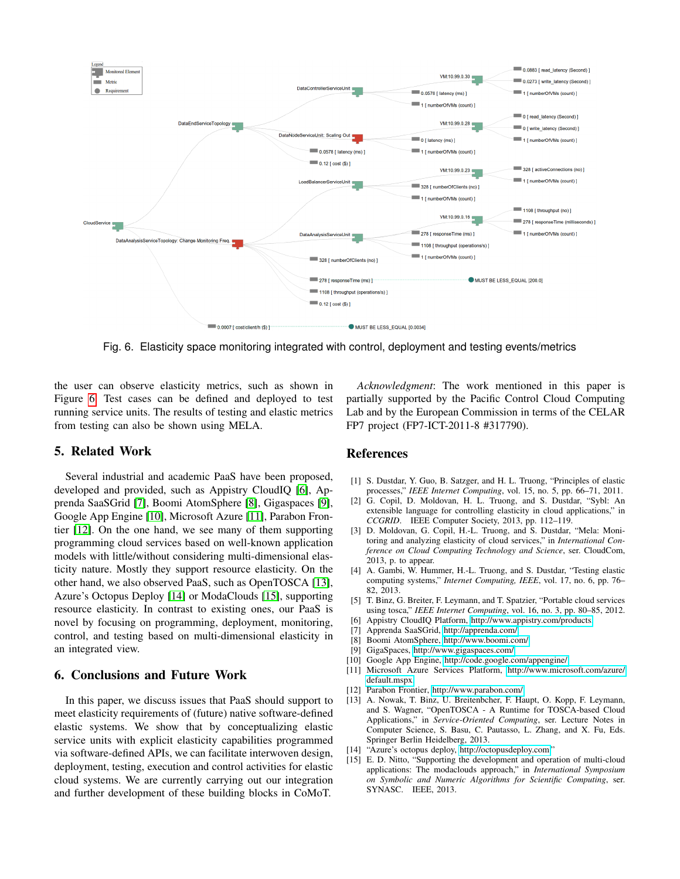Legend
Monitored Element
Metric
Requirement

CloudService
DataEndServiceTopology
DataControllerServiceUnit
VM:10.99.0.30
0.0883 [ read_latency (Second) ]
0.0273 [ write_latency (Second) ]
1 [ numberOfVMs (count) ]
0.0578 [ latency (ms) ]
1 [ numberOfVMs (count) ]
DataNodeServiceUnit: Scaling Out
VM:10.99.0.28
0 [ read_latency (Second) ]
0 [ write_latency (Second) ]
1 [ numberOfVMs (count) ]
0 [ latency (ms) ]
1 [ numberOfVMs (count) ]
0.0578 [ latency (ms) ]
0.12 [ cost ($) ]
LoadBalancerServiceUnit
VM:10.99.0.23
328 [ activeConnections (no) ]
1 [ numberOfVMs (count) ]
328 [ numberOfClients (no) ]
1 [ numberOfVMs (count) ]
DataAnalysisServiceTopology: Change Monitoring Freq.
DataAnalysisServiceUnit
VM:10.99.0.16
1108 [ throughput (no) ]
278 [ responseTime (milliseconds) ]
1 [ numberOfVMs (count) ]
278 [ responseTime (ms) ]
1108 [ throughput (operations/s) ]
1 [ numberOfVMs (count) ]
328 [ numberOfClients (no) ]
278 [ responseTime (ms) ]
MUST BE LESS_EQUAL [200.0]
1108 [ throughput (operations/s) ]
0.12 [ cost ($) ]
0.0007 [ cost/client/h ($) ]
MUST BE LESS_EQUAL [0.0034]

Fig. 6. Elasticity space monitoring integrated with control, deployment and testing events/metrics

the user can observe elasticity metrics, such as shown in Figure 6. Test cases can be defined and deployed to test running service units. The results of testing and elastic metrics from testing can also be shown using MELA.

## 5. Related Work

Several industrial and academic PaaS have been proposed, developed and provided, such as Appistry CloudIQ [6], Apprenda SaaSGrid [7], Boomi AtomSphere [8], Gigaspaces [9], Google App Engine [10], Microsoft Azure [11], Parabon Frontier [12]. On the other hand, we see many of them supporting programming cloud services based on well-known application models with little/without considering multi-dimensional elasticity nature. Mostly they support resource elasticity. On the other hand, we also observed PaaS, such as OpenTOSCA [13], Azure's Octopus Deploy [14] or ModaClouds [15], supporting resource elasticity. In contrast to existing ones, our PaaS is novel by focusing on programming, deployment, monitoring, control, and testing based on multi-dimensional elasticity in an integrated view.

## 6. Conclusions and Future Work

In this paper, we discuss issues that PaaS should support to meet elasticity requirements of (future) native software-defined elastic systems. We show that by conceptualizing elastic service units with explicit elasticity capabilities programmed via software-defined APIs, we can facilitate interwoven design, deployment, testing, execution and control activities for elastic cloud systems. We are currently carrying out our integration and further development of these building blocks in CoMoT.

*Acknowledgment*: The work mentioned in this paper is partially supported by the Pacific Control Cloud Computing Lab and by the European Commission in terms of the CELAR FP7 project (FP7-ICT-2011-8 #317790).

## References

[1] S. Dustdar, Y. Guo, B. Satzger, and H. L. Truong, "Principles of elastic processes," *IEEE Internet Computing*, vol. 15, no. 5, pp. 66–71, 2011.

[2] G. Copil, D. Moldovan, H. L. Truong, and S. Dustdar, "Sybl: An extensible language for controlling elasticity in cloud applications," in *CCGRID*. IEEE Computer Society, 2013, pp. 112–119.

[3] D. Moldovan, G. Copil, H.-L. Truong, and S. Dustdar, "Mela: Monitoring and analyzing elasticity of cloud services," in *International Conference on Cloud Computing Technology and Science*, ser. CloudCom, 2013, p. to appear.

[4] A. Gambi, W. Hummer, H.-L. Truong, and S. Dustdar, "Testing elastic computing systems," *Internet Computing, IEEE*, vol. 17, no. 6, pp. 76–82, 2013.

[5] T. Binz, G. Breiter, F. Leymann, and T. Spatzier, "Portable cloud services using tosca," *IEEE Internet Computing*, vol. 16, no. 3, pp. 80–85, 2012.

[6] Appistry CloudIQ Platform, http://www.appistry.com/products

[7] Apprenda SaaSGrid, http://apprenda.com/

[8] Boomi AtomSphere, http://www.boomi.com/

[9] GigaSpaces, http://www.gigaspaces.com/

[10] Google App Engine, http://code.google.com/appengine/

[11] Microsoft Azure Services Platform, http://www.microsoft.com/azure/default.mspx

[12] Parabon Frontier, http://www.parabon.com/

[13] A. Nowak, T. Binz, U. Breitenbcher, F. Haupt, O. Kopp, F. Leymann, and S. Wagner, "OpenTOSCA - A Runtime for TOSCA-based Cloud Applications," in *Service-Oriented Computing*, ser. Lecture Notes in Computer Science, S. Basu, C. Pautasso, L. Zhang, and X. Fu, Eds. Springer Berlin Heidelberg, 2013.

[14] "Azure's octopus deploy, http://octopusdeploy.com"

[15] E. D. Nitto, "Supporting the development and operation of multi-cloud applications: The modaclouds approach," in *International Symposium on Symbolic and Numeric Algorithms for Scientific Computing*, ser. SYNASC. IEEE, 2013.